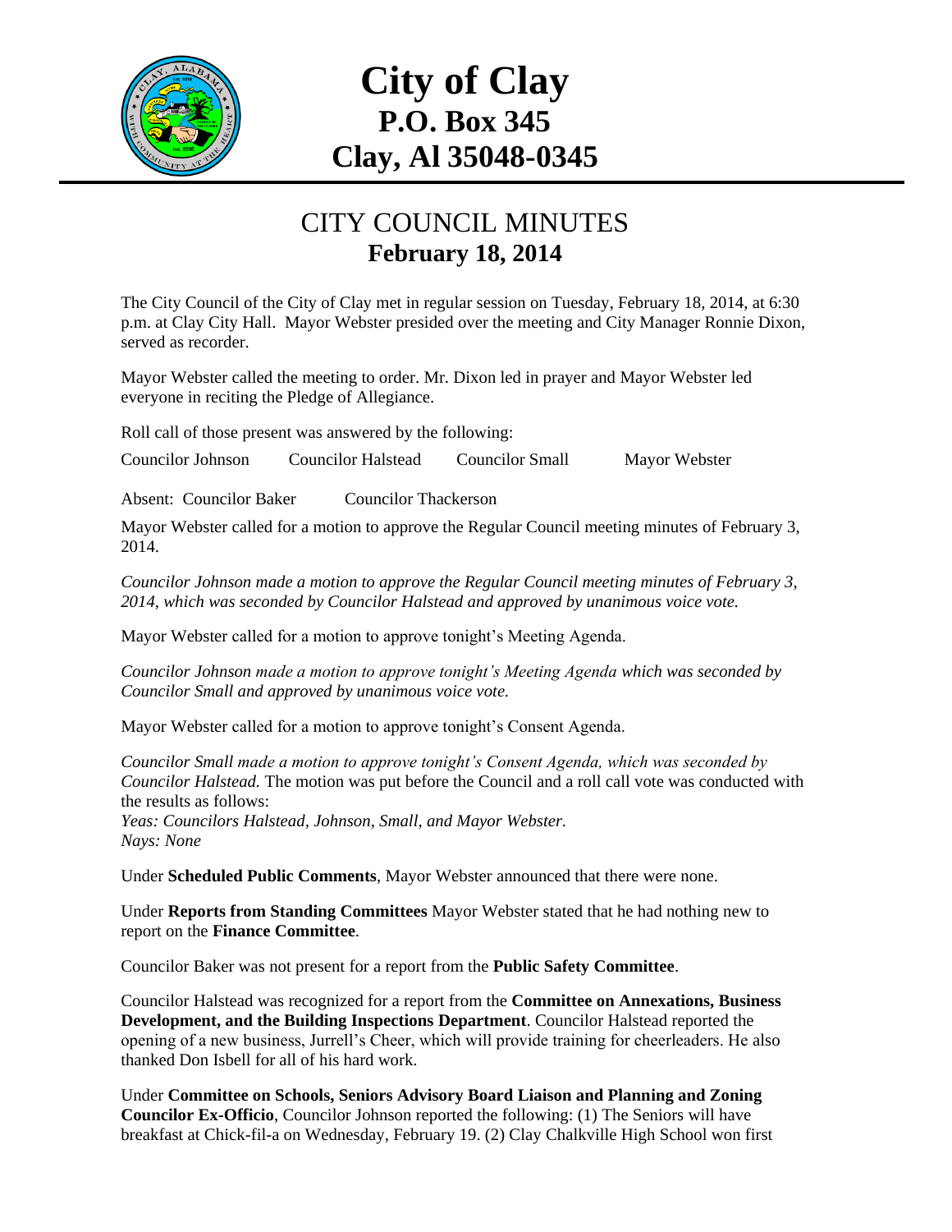# City of Clay
## P.O. Box 345
## Clay, Al 35048-0345

## CITY COUNCIL MINUTES
### February 18, 2014

The City Council of the City of Clay met in regular session on Tuesday, February 18, 2014, at 6:30 p.m. at Clay City Hall. Mayor Webster presided over the meeting and City Manager Ronnie Dixon, served as recorder.

Mayor Webster called the meeting to order. Mr. Dixon led in prayer and Mayor Webster led everyone in reciting the Pledge of Allegiance.

Roll call of those present was answered by the following:

Councilor Johnson Councilor Halstead Councilor Small Mayor Webster

Absent: Councilor Baker Councilor Thackerson

Mayor Webster called for a motion to approve the Regular Council meeting minutes of February 3, 2014.

*Councilor Johnson made a motion to approve the Regular Council meeting minutes of February 3, 2014, which was seconded by Councilor Halstead and approved by unanimous voice vote.*

Mayor Webster called for a motion to approve tonight's Meeting Agenda.

*Councilor Johnson made a motion to approve tonight's Meeting Agenda which was seconded by Councilor Small and approved by unanimous voice vote.*

Mayor Webster called for a motion to approve tonight's Consent Agenda.

*Councilor Small made a motion to approve tonight's Consent Agenda, which was seconded by Councilor Halstead.* The motion was put before the Council and a roll call vote was conducted with the results as follows:
*Yeas: Councilors Halstead, Johnson, Small, and Mayor Webster.*
*Nays: None*

Under **Scheduled Public Comments**, Mayor Webster announced that there were none.

Under **Reports from Standing Committees** Mayor Webster stated that he had nothing new to report on the **Finance Committee**.

Councilor Baker was not present for a report from the **Public Safety Committee**.

Councilor Halstead was recognized for a report from the **Committee on Annexations, Business Development, and the Building Inspections Department**. Councilor Halstead reported the opening of a new business, Jurrell's Cheer, which will provide training for cheerleaders. He also thanked Don Isbell for all of his hard work.

Under **Committee on Schools, Seniors Advisory Board Liaison and Planning and Zoning Councilor Ex-Officio**, Councilor Johnson reported the following: (1) The Seniors will have breakfast at Chick-fil-a on Wednesday, February 19. (2) Clay Chalkville High School won first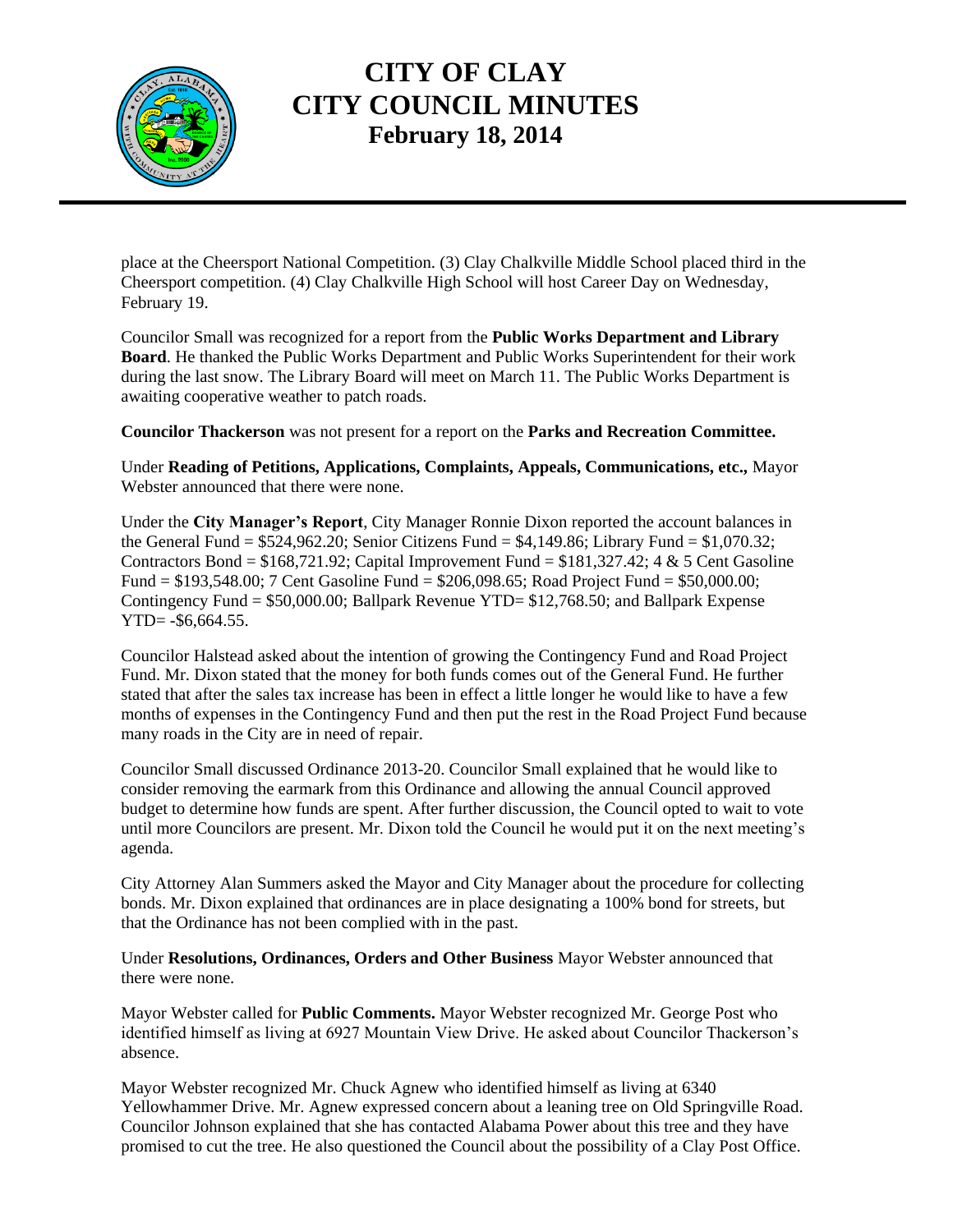place at the Cheersport National Competition. (3) Clay Chalkville Middle School placed third in the Cheersport competition. (4) Clay Chalkville High School will host Career Day on Wednesday, February 19.

Councilor Small was recognized for a report from the **Public Works Department and Library Board**. He thanked the Public Works Department and Public Works Superintendent for their work during the last snow. The Library Board will meet on March 11. The Public Works Department is awaiting cooperative weather to patch roads.

**Councilor Thackerson** was not present for a report on the **Parks and Recreation Committee.**

Under **Reading of Petitions, Applications, Complaints, Appeals, Communications, etc.,** Mayor Webster announced that there were none.

Under the **City Manager's Report**, City Manager Ronnie Dixon reported the account balances in the General Fund = $524,962.20; Senior Citizens Fund = $4,149.86; Library Fund = $1,070.32; Contractors Bond = $168,721.92; Capital Improvement Fund = $181,327.42; 4 & 5 Cent Gasoline Fund = $193,548.00; 7 Cent Gasoline Fund = $206,098.65; Road Project Fund = $50,000.00; Contingency Fund = $50,000.00; Ballpark Revenue YTD= $12,768.50; and Ballpark Expense YTD= -$6,664.55.

Councilor Halstead asked about the intention of growing the Contingency Fund and Road Project Fund. Mr. Dixon stated that the money for both funds comes out of the General Fund. He further stated that after the sales tax increase has been in effect a little longer he would like to have a few months of expenses in the Contingency Fund and then put the rest in the Road Project Fund because many roads in the City are in need of repair.

Councilor Small discussed Ordinance 2013-20. Councilor Small explained that he would like to consider removing the earmark from this Ordinance and allowing the annual Council approved budget to determine how funds are spent. After further discussion, the Council opted to wait to vote until more Councilors are present. Mr. Dixon told the Council he would put it on the next meeting's agenda.

City Attorney Alan Summers asked the Mayor and City Manager about the procedure for collecting bonds. Mr. Dixon explained that ordinances are in place designating a 100% bond for streets, but that the Ordinance has not been complied with in the past.

Under **Resolutions, Ordinances, Orders and Other Business** Mayor Webster announced that there were none.

Mayor Webster called for **Public Comments.** Mayor Webster recognized Mr. George Post who identified himself as living at 6927 Mountain View Drive. He asked about Councilor Thackerson's absence.

Mayor Webster recognized Mr. Chuck Agnew who identified himself as living at 6340 Yellowhammer Drive. Mr. Agnew expressed concern about a leaning tree on Old Springville Road. Councilor Johnson explained that she has contacted Alabama Power about this tree and they have promised to cut the tree. He also questioned the Council about the possibility of a Clay Post Office.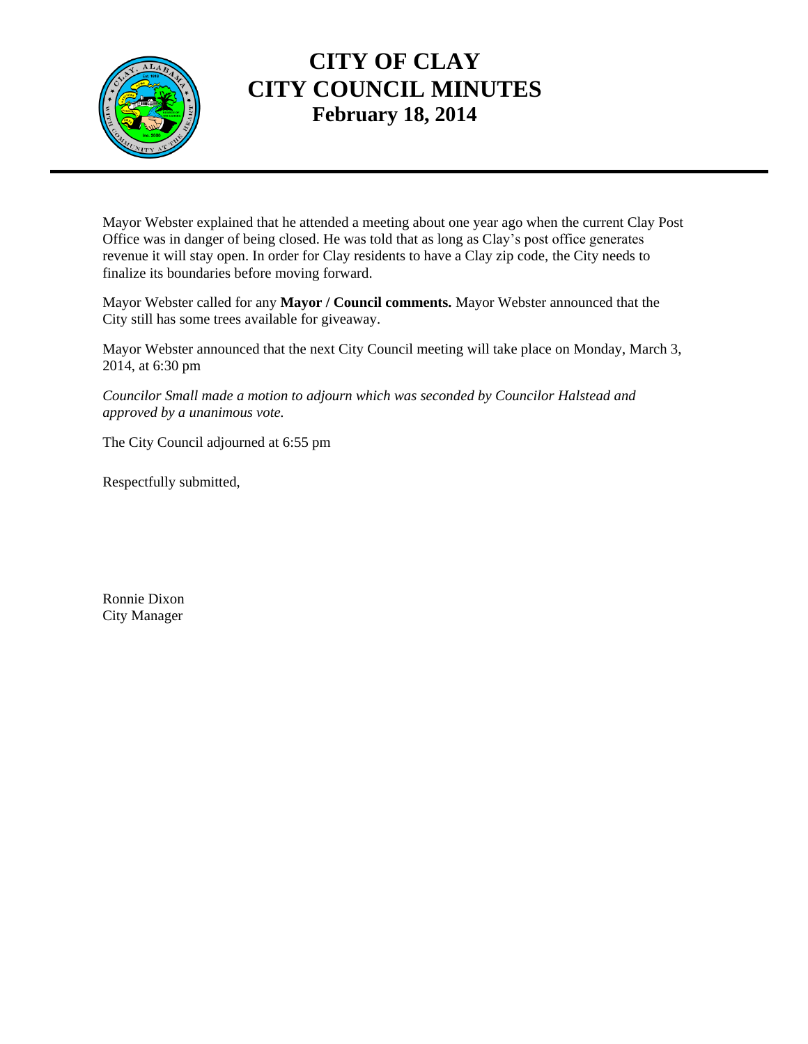# CITY OF CLAY
# CITY COUNCIL MINUTES
## February 18, 2014

Mayor Webster explained that he attended a meeting about one year ago when the current Clay Post Office was in danger of being closed. He was told that as long as Clay's post office generates revenue it will stay open. In order for Clay residents to have a Clay zip code, the City needs to finalize its boundaries before moving forward.

Mayor Webster called for any **Mayor / Council comments.** Mayor Webster announced that the City still has some trees available for giveaway.

Mayor Webster announced that the next City Council meeting will take place on Monday, March 3, 2014, at 6:30 pm

*Councilor Small made a motion to adjourn which was seconded by Councilor Halstead and approved by a unanimous vote.*

The City Council adjourned at 6:55 pm

Respectfully submitted,

Ronnie Dixon
City Manager